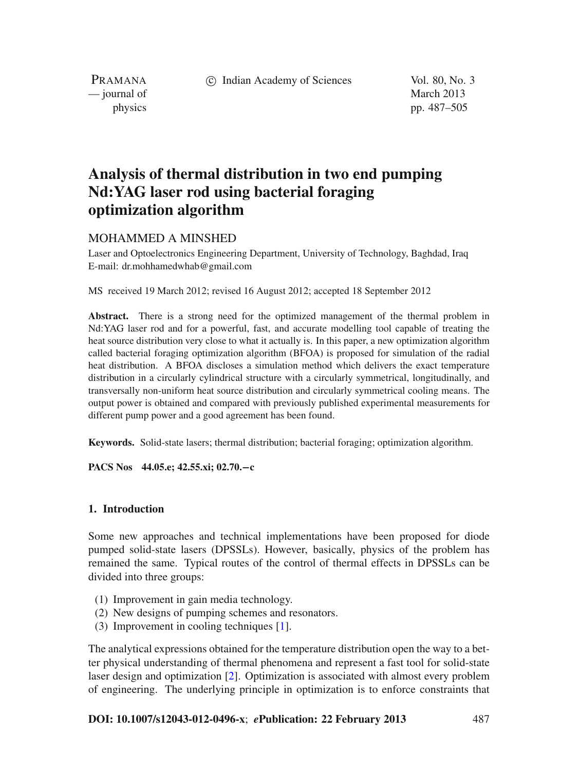# Analysis of thermal distribution in two end pumping Nd:YAG laser rod using bacterial foraging optimization algorithm

MOHAMMED A MINSHED

Laser and Optoelectronics Engineering Department, University of Technology, Baghdad, Iraq
E-mail: dr.mohhamedwhab@gmail.com

MS received 19 March 2012; revised 16 August 2012; accepted 18 September 2012

**Abstract.** There is a strong need for the optimized management of the thermal problem in Nd:YAG laser rod and for a powerful, fast, and accurate modelling tool capable of treating the heat source distribution very close to what it actually is. In this paper, a new optimization algorithm called bacterial foraging optimization algorithm (BFOA) is proposed for simulation of the radial heat distribution. A BFOA discloses a simulation method which delivers the exact temperature distribution in a circularly cylindrical structure with a circularly symmetrical, longitudinally, and transversally non-uniform heat source distribution and circularly symmetrical cooling means. The output power is obtained and compared with previously published experimental measurements for different pump power and a good agreement has been found.

**Keywords.** Solid-state lasers; thermal distribution; bacterial foraging; optimization algorithm.

**PACS Nos** 44.05.e; 42.55.xi; 02.70.−c

## 1. Introduction

Some new approaches and technical implementations have been proposed for diode pumped solid-state lasers (DPSSLs). However, basically, physics of the problem has remained the same. Typical routes of the control of thermal effects in DPSSLs can be divided into three groups:

1. Improvement in gain media technology.
2. New designs of pumping schemes and resonators.
3. Improvement in cooling techniques [1].

The analytical expressions obtained for the temperature distribution open the way to a better physical understanding of thermal phenomena and represent a fast tool for solid-state laser design and optimization [2]. Optimization is associated with almost every problem of engineering. The underlying principle in optimization is to enforce constraints that

**DOI: 10.1007/s12043-012-0496-x**; ***e*Publication: 22 February 2013**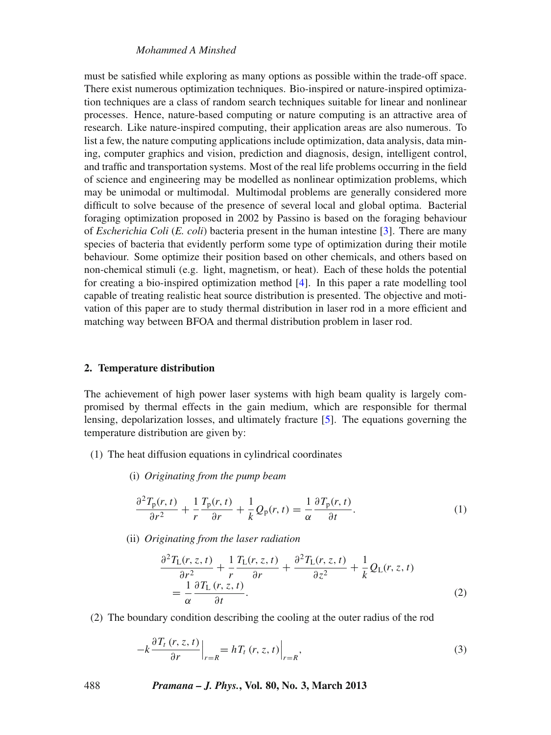must be satisfied while exploring as many options as possible within the trade-off space. There exist numerous optimization techniques. Bio-inspired or nature-inspired optimization techniques are a class of random search techniques suitable for linear and nonlinear processes. Hence, nature-based computing or nature computing is an attractive area of research. Like nature-inspired computing, their application areas are also numerous. To list a few, the nature computing applications include optimization, data analysis, data mining, computer graphics and vision, prediction and diagnosis, design, intelligent control, and traffic and transportation systems. Most of the real life problems occurring in the field of science and engineering may be modelled as nonlinear optimization problems, which may be unimodal or multimodal. Multimodal problems are generally considered more difficult to solve because of the presence of several local and global optima. Bacterial foraging optimization proposed in 2002 by Passino is based on the foraging behaviour of *Escherichia Coli* (*E. coli*) bacteria present in the human intestine [3]. There are many species of bacteria that evidently perform some type of optimization during their motile behaviour. Some optimize their position based on other chemicals, and others based on non-chemical stimuli (e.g. light, magnetism, or heat). Each of these holds the potential for creating a bio-inspired optimization method [4]. In this paper a rate modelling tool capable of treating realistic heat source distribution is presented. The objective and motivation of this paper are to study thermal distribution in laser rod in a more efficient and matching way between BFOA and thermal distribution problem in laser rod.

## 2. Temperature distribution

The achievement of high power laser systems with high beam quality is largely compromised by thermal effects in the gain medium, which are responsible for thermal lensing, depolarization losses, and ultimately fracture [5]. The equations governing the temperature distribution are given by:

(1) The heat diffusion equations in cylindrical coordinates

(i) *Originating from the pump beam*

$$\frac{\partial^2 T_{\mathrm{p}}(r,t)}{\partial r^2} + \frac{1}{r}\frac{T_{\mathrm{p}}(r,t)}{\partial r} + \frac{1}{k}Q_{\mathrm{p}}(r,t) = \frac{1}{\alpha}\frac{\partial T_{\mathrm{p}}(r,t)}{\partial t}. \tag{1}$$

(ii) *Originating from the laser radiation*

$$\frac{\partial^2 T_{\mathrm{L}}(r,z,t)}{\partial r^2} + \frac{1}{r}\frac{T_{\mathrm{L}}(r,z,t)}{\partial r} + \frac{\partial^2 T_{\mathrm{L}}(r,z,t)}{\partial z^2} + \frac{1}{k}Q_{\mathrm{L}}(r,z,t) = \frac{1}{\alpha}\frac{\partial T_{\mathrm{L}}(r,z,t)}{\partial t}. \tag{2}$$

(2) The boundary condition describing the cooling at the outer radius of the rod

$$-k\frac{\partial T_t(r,z,t)}{\partial r}\Big|_{r=R} = hT_t(r,z,t)\Big|_{r=R}, \tag{3}$$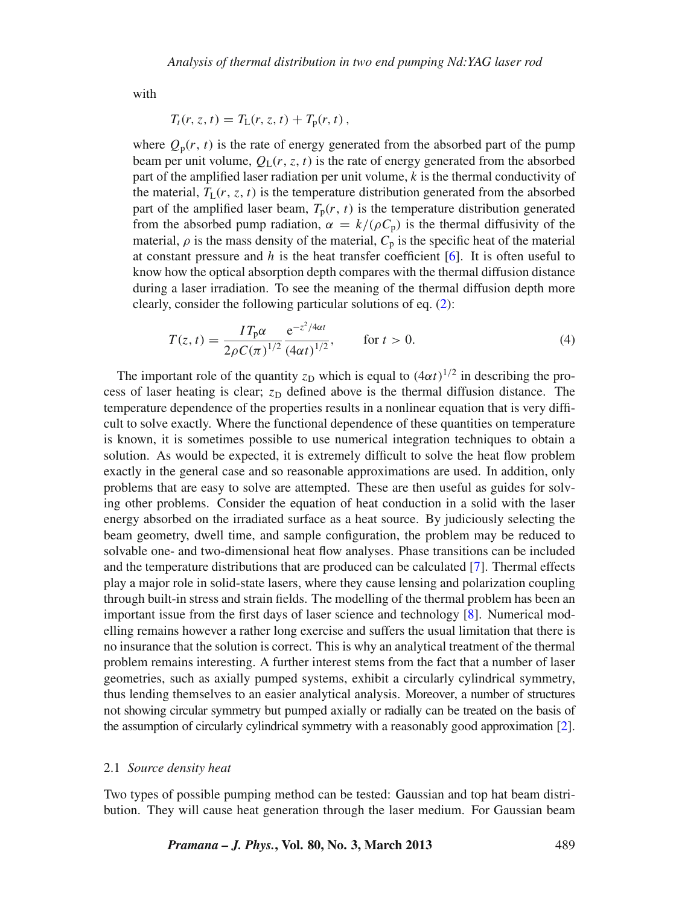with

$$T_t(r, z, t) = T_{\mathrm{L}}(r, z, t) + T_{\mathrm{p}}(r, t)\,,$$

where $Q_{\mathrm{p}}(r, t)$ is the rate of energy generated from the absorbed part of the pump beam per unit volume, $Q_{\mathrm{L}}(r, z, t)$ is the rate of energy generated from the absorbed part of the amplified laser radiation per unit volume, $k$ is the thermal conductivity of the material, $T_{\mathrm{L}}(r, z, t)$ is the temperature distribution generated from the absorbed part of the amplified laser beam, $T_{\mathrm{p}}(r, t)$ is the temperature distribution generated from the absorbed pump radiation, $\alpha = k/(\rho C_{\mathrm{p}})$ is the thermal diffusivity of the material, $\rho$ is the mass density of the material, $C_{\mathrm{p}}$ is the specific heat of the material at constant pressure and $h$ is the heat transfer coefficient [6]. It is often useful to know how the optical absorption depth compares with the thermal diffusion distance during a laser irradiation. To see the meaning of the thermal diffusion depth more clearly, consider the following particular solutions of eq. (2):

$$T(z, t) = \frac{I T_{\mathrm{p}} \alpha}{2 \rho C (\pi)^{1/2}} \frac{\mathrm{e}^{-z^2/4\alpha t}}{(4\alpha t)^{1/2}}, \qquad \text{for } t > 0. \tag{4}$$

The important role of the quantity $z_{\mathrm{D}}$ which is equal to $(4\alpha t)^{1/2}$ in describing the process of laser heating is clear; $z_{\mathrm{D}}$ defined above is the thermal diffusion distance. The temperature dependence of the properties results in a nonlinear equation that is very difficult to solve exactly. Where the functional dependence of these quantities on temperature is known, it is sometimes possible to use numerical integration techniques to obtain a solution. As would be expected, it is extremely difficult to solve the heat flow problem exactly in the general case and so reasonable approximations are used. In addition, only problems that are easy to solve are attempted. These are then useful as guides for solving other problems. Consider the equation of heat conduction in a solid with the laser energy absorbed on the irradiated surface as a heat source. By judiciously selecting the beam geometry, dwell time, and sample configuration, the problem may be reduced to solvable one- and two-dimensional heat flow analyses. Phase transitions can be included and the temperature distributions that are produced can be calculated [7]. Thermal effects play a major role in solid-state lasers, where they cause lensing and polarization coupling through built-in stress and strain fields. The modelling of the thermal problem has been an important issue from the first days of laser science and technology [8]. Numerical modelling remains however a rather long exercise and suffers the usual limitation that there is no insurance that the solution is correct. This is why an analytical treatment of the thermal problem remains interesting. A further interest stems from the fact that a number of laser geometries, such as axially pumped systems, exhibit a circularly cylindrical symmetry, thus lending themselves to an easier analytical analysis. Moreover, a number of structures not showing circular symmetry but pumped axially or radially can be treated on the basis of the assumption of circularly cylindrical symmetry with a reasonably good approximation [2].

### 2.1 *Source density heat*

Two types of possible pumping method can be tested: Gaussian and top hat beam distribution. They will cause heat generation through the laser medium. For Gaussian beam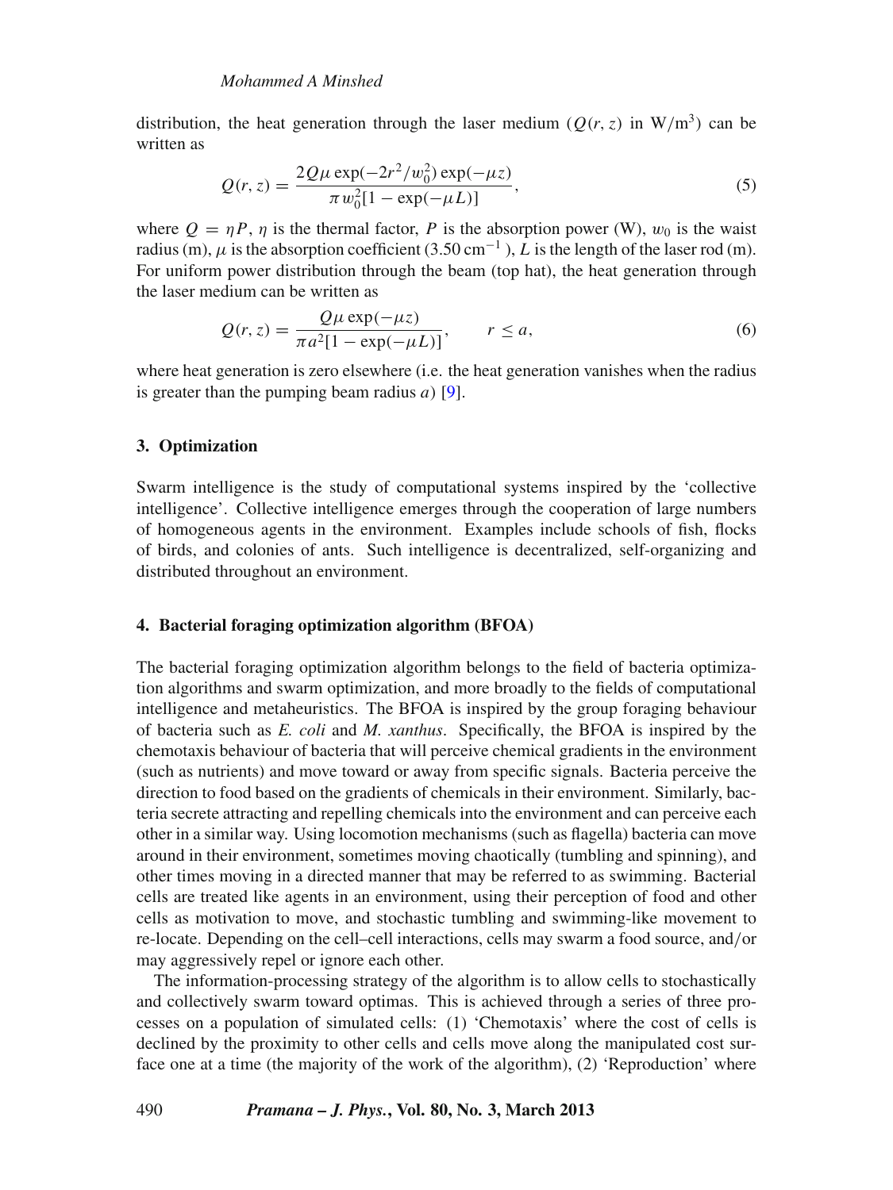distribution, the heat generation through the laser medium ($Q(r, z)$ in $\mathrm{W/m^3}$) can be written as

$$Q(r, z) = \frac{2Q\mu \exp(-2r^2/w_0^2)\exp(-\mu z)}{\pi w_0^2[1 - \exp(-\mu L)]}, \tag{5}$$

where $Q = \eta P$, $\eta$ is the thermal factor, $P$ is the absorption power (W), $w_0$ is the waist radius (m), $\mu$ is the absorption coefficient ($3.50\,\mathrm{cm^{-1}}$), $L$ is the length of the laser rod (m). For uniform power distribution through the beam (top hat), the heat generation through the laser medium can be written as

$$Q(r, z) = \frac{Q\mu \exp(-\mu z)}{\pi a^2[1 - \exp(-\mu L)]}, \qquad r \leq a, \tag{6}$$

where heat generation is zero elsewhere (i.e. the heat generation vanishes when the radius is greater than the pumping beam radius $a$) [9].

## 3. Optimization

Swarm intelligence is the study of computational systems inspired by the 'collective intelligence'. Collective intelligence emerges through the cooperation of large numbers of homogeneous agents in the environment. Examples include schools of fish, flocks of birds, and colonies of ants. Such intelligence is decentralized, self-organizing and distributed throughout an environment.

## 4. Bacterial foraging optimization algorithm (BFOA)

The bacterial foraging optimization algorithm belongs to the field of bacteria optimization algorithms and swarm optimization, and more broadly to the fields of computational intelligence and metaheuristics. The BFOA is inspired by the group foraging behaviour of bacteria such as *E. coli* and *M. xanthus*. Specifically, the BFOA is inspired by the chemotaxis behaviour of bacteria that will perceive chemical gradients in the environment (such as nutrients) and move toward or away from specific signals. Bacteria perceive the direction to food based on the gradients of chemicals in their environment. Similarly, bacteria secrete attracting and repelling chemicals into the environment and can perceive each other in a similar way. Using locomotion mechanisms (such as flagella) bacteria can move around in their environment, sometimes moving chaotically (tumbling and spinning), and other times moving in a directed manner that may be referred to as swimming. Bacterial cells are treated like agents in an environment, using their perception of food and other cells as motivation to move, and stochastic tumbling and swimming-like movement to re-locate. Depending on the cell–cell interactions, cells may swarm a food source, and/or may aggressively repel or ignore each other.

The information-processing strategy of the algorithm is to allow cells to stochastically and collectively swarm toward optimas. This is achieved through a series of three processes on a population of simulated cells: (1) 'Chemotaxis' where the cost of cells is declined by the proximity to other cells and cells move along the manipulated cost surface one at a time (the majority of the work of the algorithm), (2) 'Reproduction' where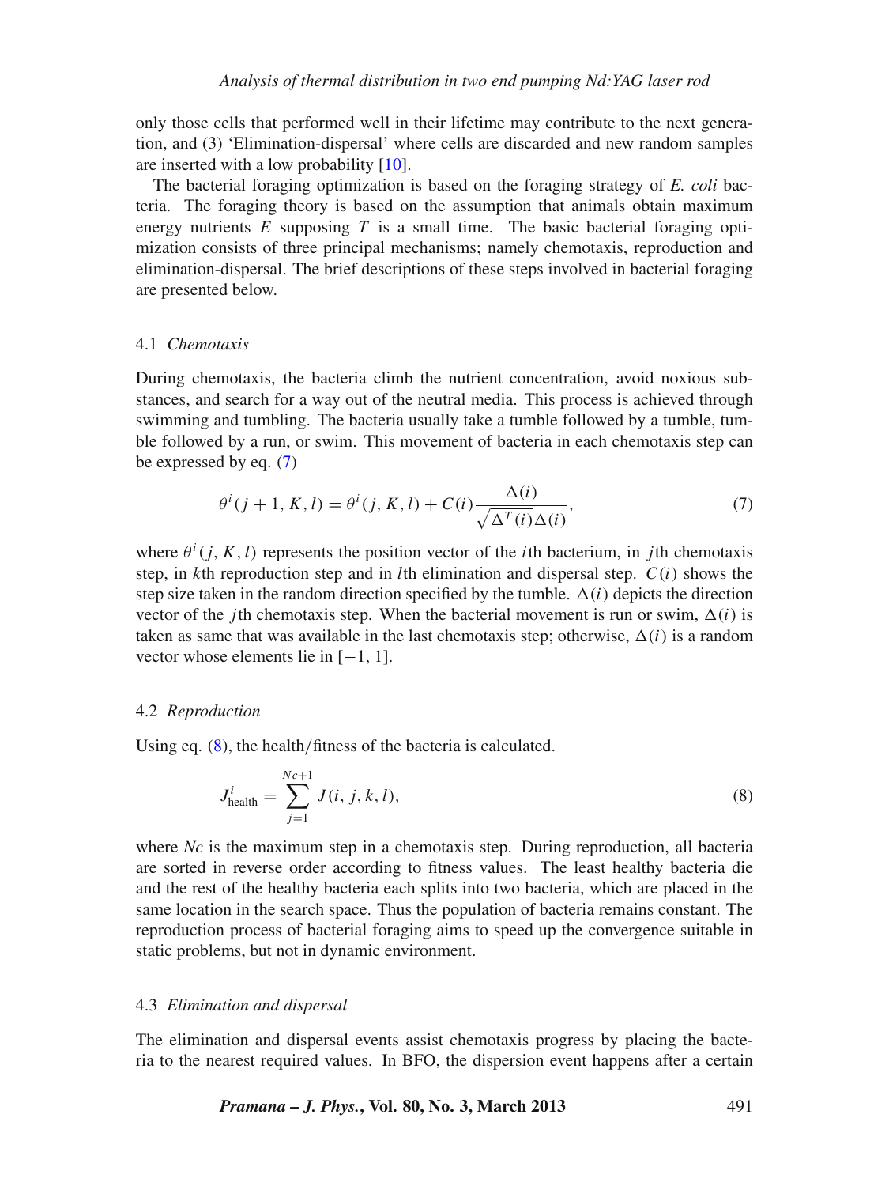only those cells that performed well in their lifetime may contribute to the next generation, and (3) 'Elimination-dispersal' where cells are discarded and new random samples are inserted with a low probability [10].

The bacterial foraging optimization is based on the foraging strategy of *E. coli* bacteria. The foraging theory is based on the assumption that animals obtain maximum energy nutrients $E$ supposing $T$ is a small time. The basic bacterial foraging optimization consists of three principal mechanisms; namely chemotaxis, reproduction and elimination-dispersal. The brief descriptions of these steps involved in bacterial foraging are presented below.

### 4.1 *Chemotaxis*

During chemotaxis, the bacteria climb the nutrient concentration, avoid noxious substances, and search for a way out of the neutral media. This process is achieved through swimming and tumbling. The bacteria usually take a tumble followed by a tumble, tumble followed by a run, or swim. This movement of bacteria in each chemotaxis step can be expressed by eq. (7)

$$\theta^i(j+1, K, l) = \theta^i(j, K, l) + C(i)\frac{\Delta(i)}{\sqrt{\Delta^T(i)\Delta(i)}}, \tag{7}$$

where $\theta^i(j, K, l)$ represents the position vector of the $i$th bacterium, in $j$th chemotaxis step, in $k$th reproduction step and in $l$th elimination and dispersal step. $C(i)$ shows the step size taken in the random direction specified by the tumble. $\Delta(i)$ depicts the direction vector of the $j$th chemotaxis step. When the bacterial movement is run or swim, $\Delta(i)$ is taken as same that was available in the last chemotaxis step; otherwise, $\Delta(i)$ is a random vector whose elements lie in $[-1, 1]$.

### 4.2 *Reproduction*

Using eq. (8), the health/fitness of the bacteria is calculated.

$$J^i_{\text{health}} = \sum_{j=1}^{Nc+1} J(i, j, k, l), \tag{8}$$

where $Nc$ is the maximum step in a chemotaxis step. During reproduction, all bacteria are sorted in reverse order according to fitness values. The least healthy bacteria die and the rest of the healthy bacteria each splits into two bacteria, which are placed in the same location in the search space. Thus the population of bacteria remains constant. The reproduction process of bacterial foraging aims to speed up the convergence suitable in static problems, but not in dynamic environment.

### 4.3 *Elimination and dispersal*

The elimination and dispersal events assist chemotaxis progress by placing the bacteria to the nearest required values. In BFO, the dispersion event happens after a certain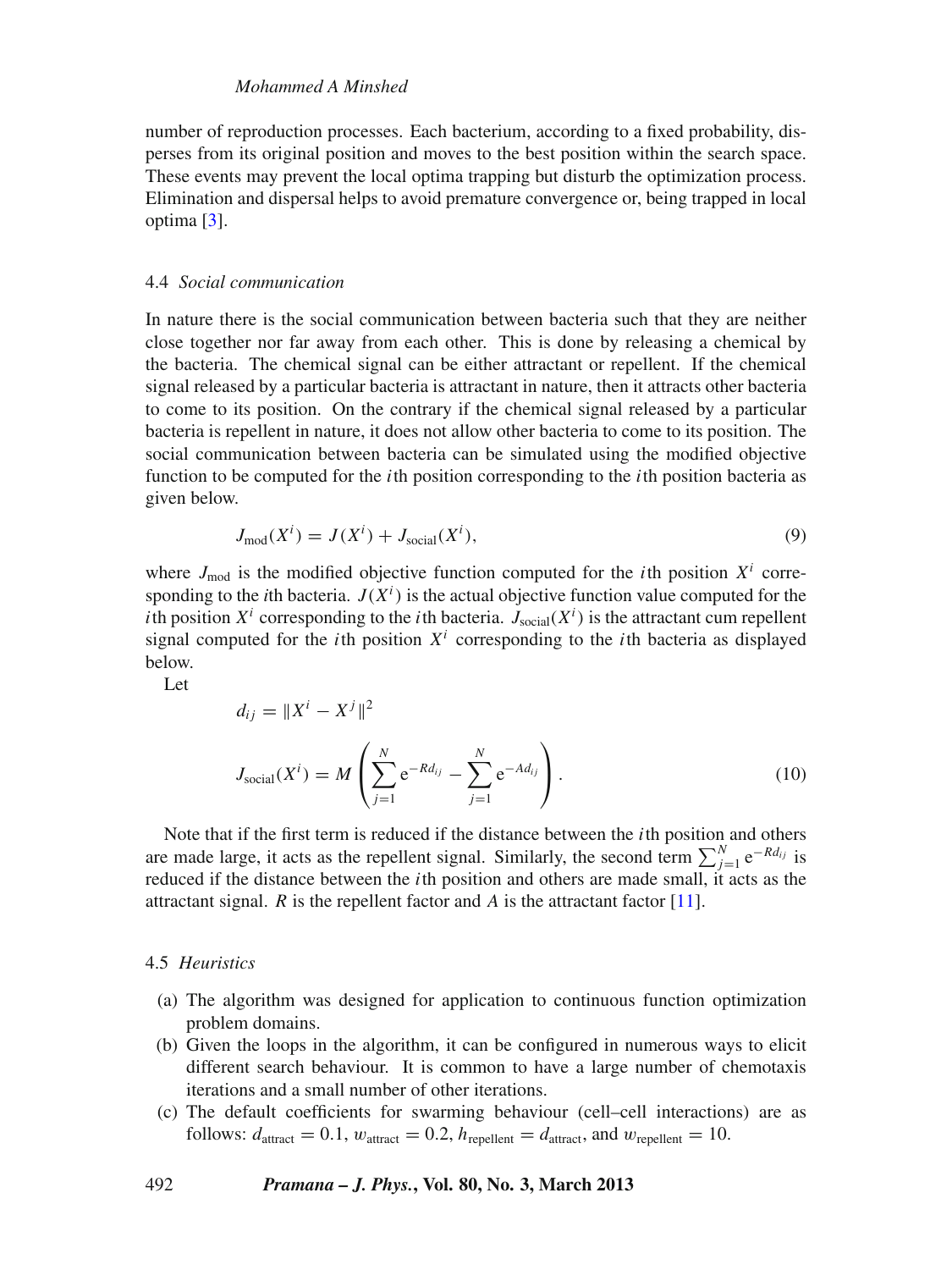number of reproduction processes. Each bacterium, according to a fixed probability, disperses from its original position and moves to the best position within the search space. These events may prevent the local optima trapping but disturb the optimization process. Elimination and dispersal helps to avoid premature convergence or, being trapped in local optima [3].

### 4.4 *Social communication*

In nature there is the social communication between bacteria such that they are neither close together nor far away from each other. This is done by releasing a chemical by the bacteria. The chemical signal can be either attractant or repellent. If the chemical signal released by a particular bacteria is attractant in nature, then it attracts other bacteria to come to its position. On the contrary if the chemical signal released by a particular bacteria is repellent in nature, it does not allow other bacteria to come to its position. The social communication between bacteria can be simulated using the modified objective function to be computed for the $i$th position corresponding to the $i$th position bacteria as given below.

$$J_{\text{mod}}(X^i) = J(X^i) + J_{\text{social}}(X^i), \tag{9}$$

where $J_{\text{mod}}$ is the modified objective function computed for the $i$th position $X^i$ corresponding to the $i$th bacteria. $J(X^i)$ is the actual objective function value computed for the $i$th position $X^i$ corresponding to the $i$th bacteria. $J_{\text{social}}(X^i)$ is the attractant cum repellent signal computed for the $i$th position $X^i$ corresponding to the $i$th bacteria as displayed below.

Let

$$d_{ij} = \|X^i - X^j\|^2$$

$$J_{\text{social}}(X^i) = M\left(\sum_{j=1}^{N} \mathrm{e}^{-Rd_{ij}} - \sum_{j=1}^{N} \mathrm{e}^{-Ad_{ij}}\right). \tag{10}$$

Note that if the first term is reduced if the distance between the $i$th position and others are made large, it acts as the repellent signal. Similarly, the second term $\sum_{j=1}^{N} \mathrm{e}^{-Rd_{ij}}$ is reduced if the distance between the $i$th position and others are made small, it acts as the attractant signal. $R$ is the repellent factor and $A$ is the attractant factor [11].

### 4.5 *Heuristics*

(a) The algorithm was designed for application to continuous function optimization problem domains.

(b) Given the loops in the algorithm, it can be configured in numerous ways to elicit different search behaviour. It is common to have a large number of chemotaxis iterations and a small number of other iterations.

(c) The default coefficients for swarming behaviour (cell–cell interactions) are as follows: $d_{\text{attract}} = 0.1$, $w_{\text{attract}} = 0.2$, $h_{\text{repellent}} = d_{\text{attract}}$, and $w_{\text{repellent}} = 10$.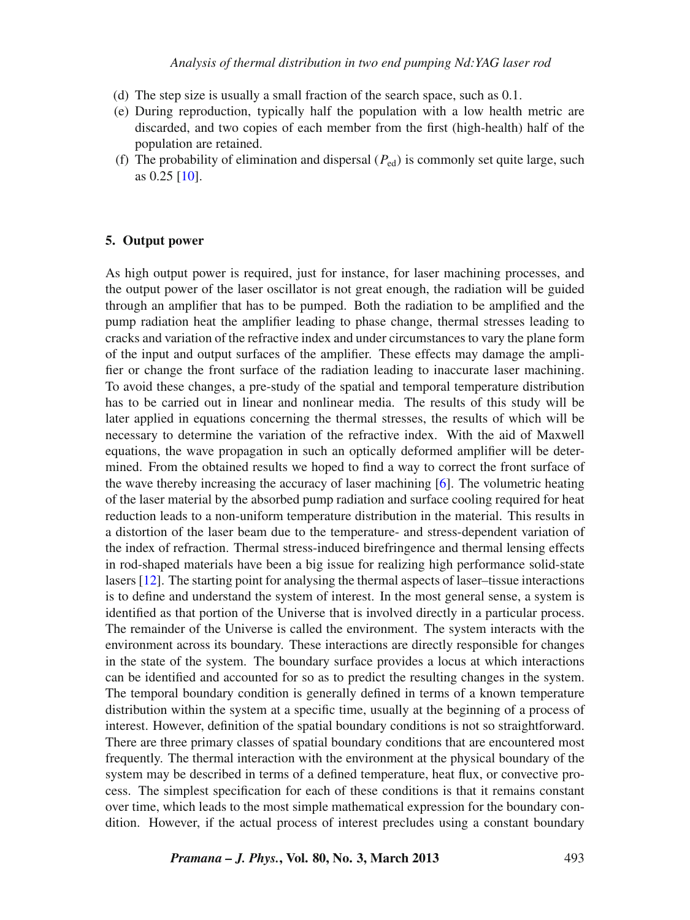(d) The step size is usually a small fraction of the search space, such as 0.1.

(e) During reproduction, typically half the population with a low health metric are discarded, and two copies of each member from the first (high-health) half of the population are retained.

(f) The probability of elimination and dispersal ($P_{ed}$) is commonly set quite large, such as 0.25 [10].

## 5. Output power

As high output power is required, just for instance, for laser machining processes, and the output power of the laser oscillator is not great enough, the radiation will be guided through an amplifier that has to be pumped. Both the radiation to be amplified and the pump radiation heat the amplifier leading to phase change, thermal stresses leading to cracks and variation of the refractive index and under circumstances to vary the plane form of the input and output surfaces of the amplifier. These effects may damage the amplifier or change the front surface of the radiation leading to inaccurate laser machining. To avoid these changes, a pre-study of the spatial and temporal temperature distribution has to be carried out in linear and nonlinear media. The results of this study will be later applied in equations concerning the thermal stresses, the results of which will be necessary to determine the variation of the refractive index. With the aid of Maxwell equations, the wave propagation in such an optically deformed amplifier will be determined. From the obtained results we hoped to find a way to correct the front surface of the wave thereby increasing the accuracy of laser machining [6]. The volumetric heating of the laser material by the absorbed pump radiation and surface cooling required for heat reduction leads to a non-uniform temperature distribution in the material. This results in a distortion of the laser beam due to the temperature- and stress-dependent variation of the index of refraction. Thermal stress-induced birefringence and thermal lensing effects in rod-shaped materials have been a big issue for realizing high performance solid-state lasers [12]. The starting point for analysing the thermal aspects of laser–tissue interactions is to define and understand the system of interest. In the most general sense, a system is identified as that portion of the Universe that is involved directly in a particular process. The remainder of the Universe is called the environment. The system interacts with the environment across its boundary. These interactions are directly responsible for changes in the state of the system. The boundary surface provides a locus at which interactions can be identified and accounted for so as to predict the resulting changes in the system. The temporal boundary condition is generally defined in terms of a known temperature distribution within the system at a specific time, usually at the beginning of a process of interest. However, definition of the spatial boundary conditions is not so straightforward. There are three primary classes of spatial boundary conditions that are encountered most frequently. The thermal interaction with the environment at the physical boundary of the system may be described in terms of a defined temperature, heat flux, or convective process. The simplest specification for each of these conditions is that it remains constant over time, which leads to the most simple mathematical expression for the boundary condition. However, if the actual process of interest precludes using a constant boundary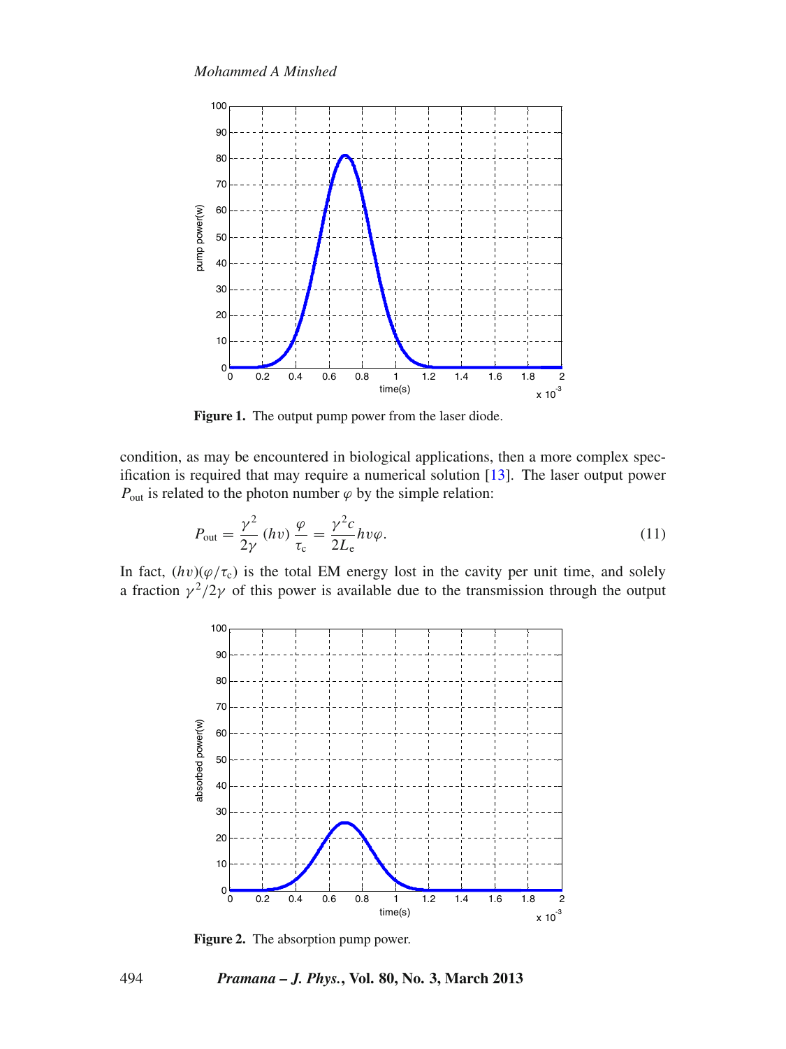Figure 1. The output pump power from the laser diode.

condition, as may be encountered in biological applications, then a more complex specification is required that may require a numerical solution [13]. The laser output power $P_{\text{out}}$ is related to the photon number $\varphi$ by the simple relation:

$$P_{\text{out}} = \frac{\gamma^2}{2\gamma}\,(h\upsilon)\,\frac{\varphi}{\tau_{\text{c}}} = \frac{\gamma^2 c}{2L_{\text{e}}} h\upsilon\varphi. \tag{11}$$

In fact, $(h\upsilon)(\varphi/\tau_{\text{c}})$ is the total EM energy lost in the cavity per unit time, and solely a fraction $\gamma^2/2\gamma$ of this power is available due to the transmission through the output

Figure 2. The absorption pump power.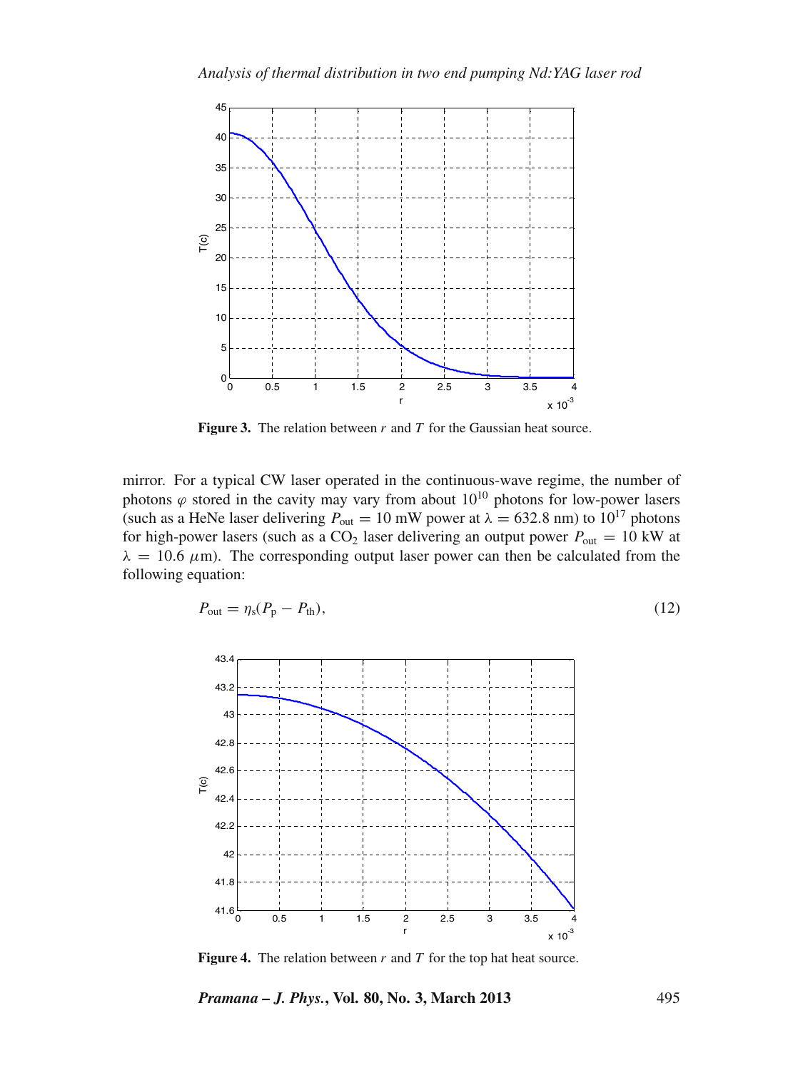**Figure 3.** The relation between $r$ and $T$ for the Gaussian heat source.

mirror. For a typical CW laser operated in the continuous-wave regime, the number of photons $\varphi$ stored in the cavity may vary from about $10^{10}$ photons for low-power lasers (such as a HeNe laser delivering $P_{\text{out}} = 10$ mW power at $\lambda = 632.8$ nm) to $10^{17}$ photons for high-power lasers (such as a $CO_2$ laser delivering an output power $P_{\text{out}} = 10$ kW at $\lambda = 10.6\ \mu$m). The corresponding output laser power can then be calculated from the following equation:

$$P_{\text{out}} = \eta_s (P_p - P_{\text{th}}), \tag{12}$$

**Figure 4.** The relation between $r$ and $T$ for the top hat heat source.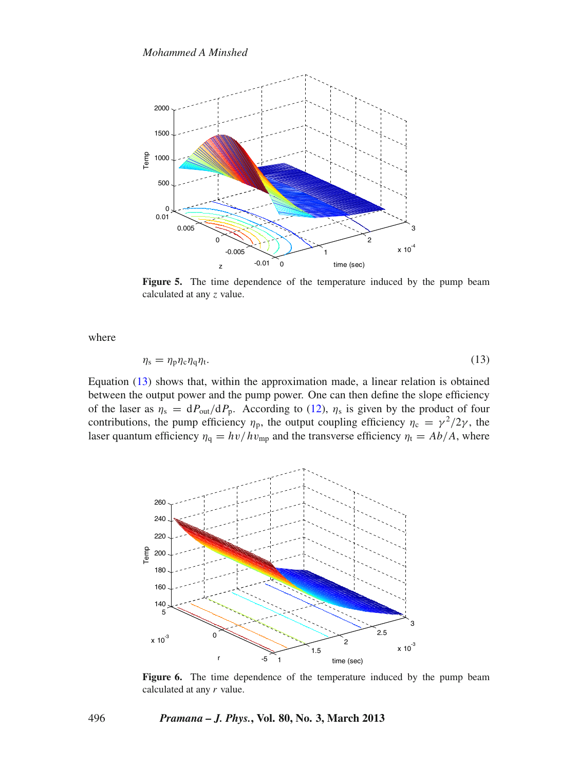**Figure 5.** The time dependence of the temperature induced by the pump beam calculated at any $z$ value.

where

$$\eta_s = \eta_p \eta_c \eta_q \eta_t. \tag{13}$$

Equation (13) shows that, within the approximation made, a linear relation is obtained between the output power and the pump power. One can then define the slope efficiency of the laser as $\eta_s = \mathrm{d}P_{\text{out}}/\mathrm{d}P_p$. According to (12), $\eta_s$ is given by the product of four contributions, the pump efficiency $\eta_p$, the output coupling efficiency $\eta_c = \gamma^2/2\gamma$, the laser quantum efficiency $\eta_q = h\upsilon/h\upsilon_{\text{mp}}$ and the transverse efficiency $\eta_t = Ab/A$, where

**Figure 6.** The time dependence of the temperature induced by the pump beam calculated at any $r$ value.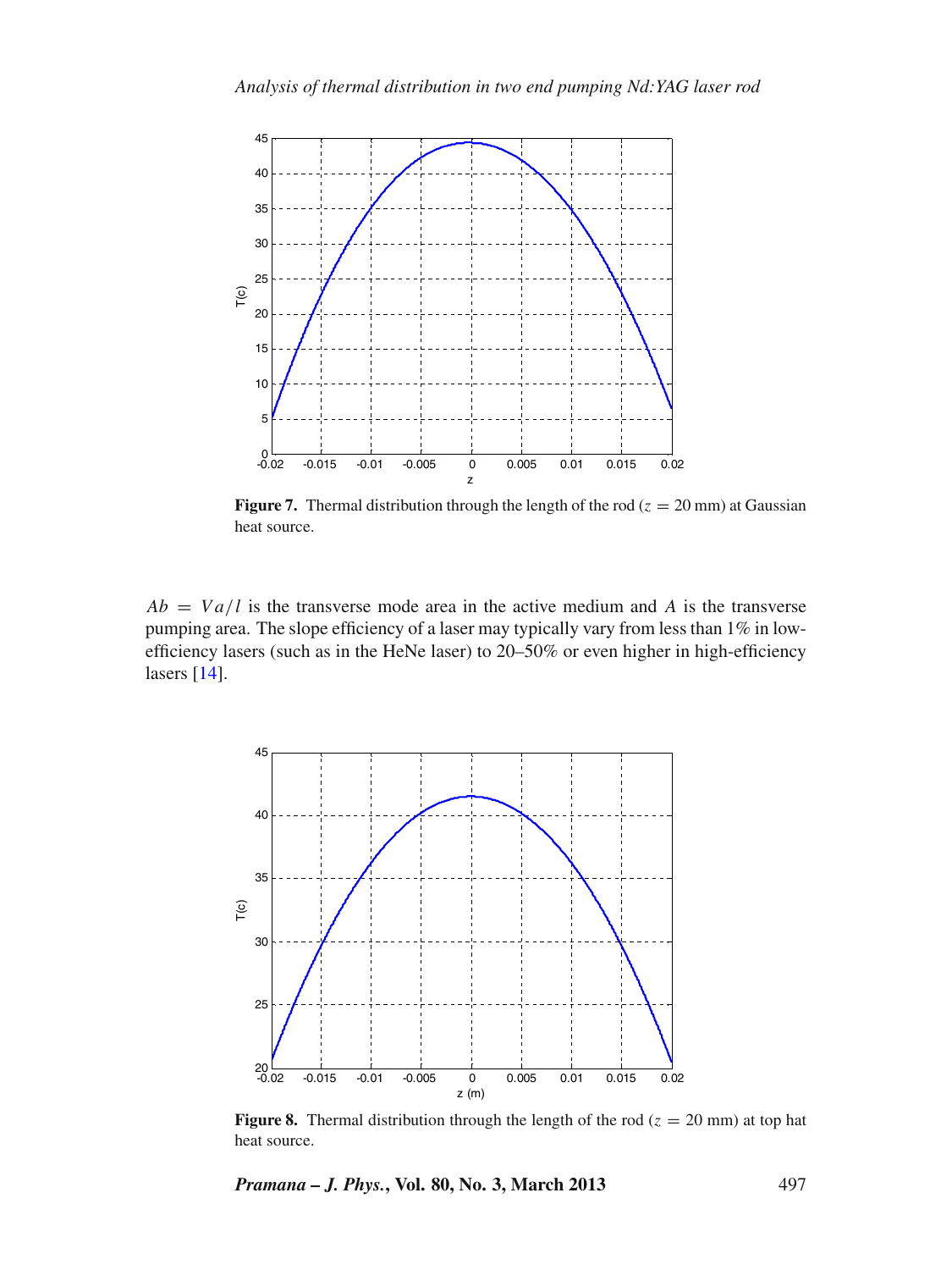**Figure 7.** Thermal distribution through the length of the rod ($z = 20$ mm) at Gaussian heat source.

$Ab = Va/l$ is the transverse mode area in the active medium and $A$ is the transverse pumping area. The slope efficiency of a laser may typically vary from less than 1% in low-efficiency lasers (such as in the HeNe laser) to 20–50% or even higher in high-efficiency lasers [14].

**Figure 8.** Thermal distribution through the length of the rod ($z = 20$ mm) at top hat heat source.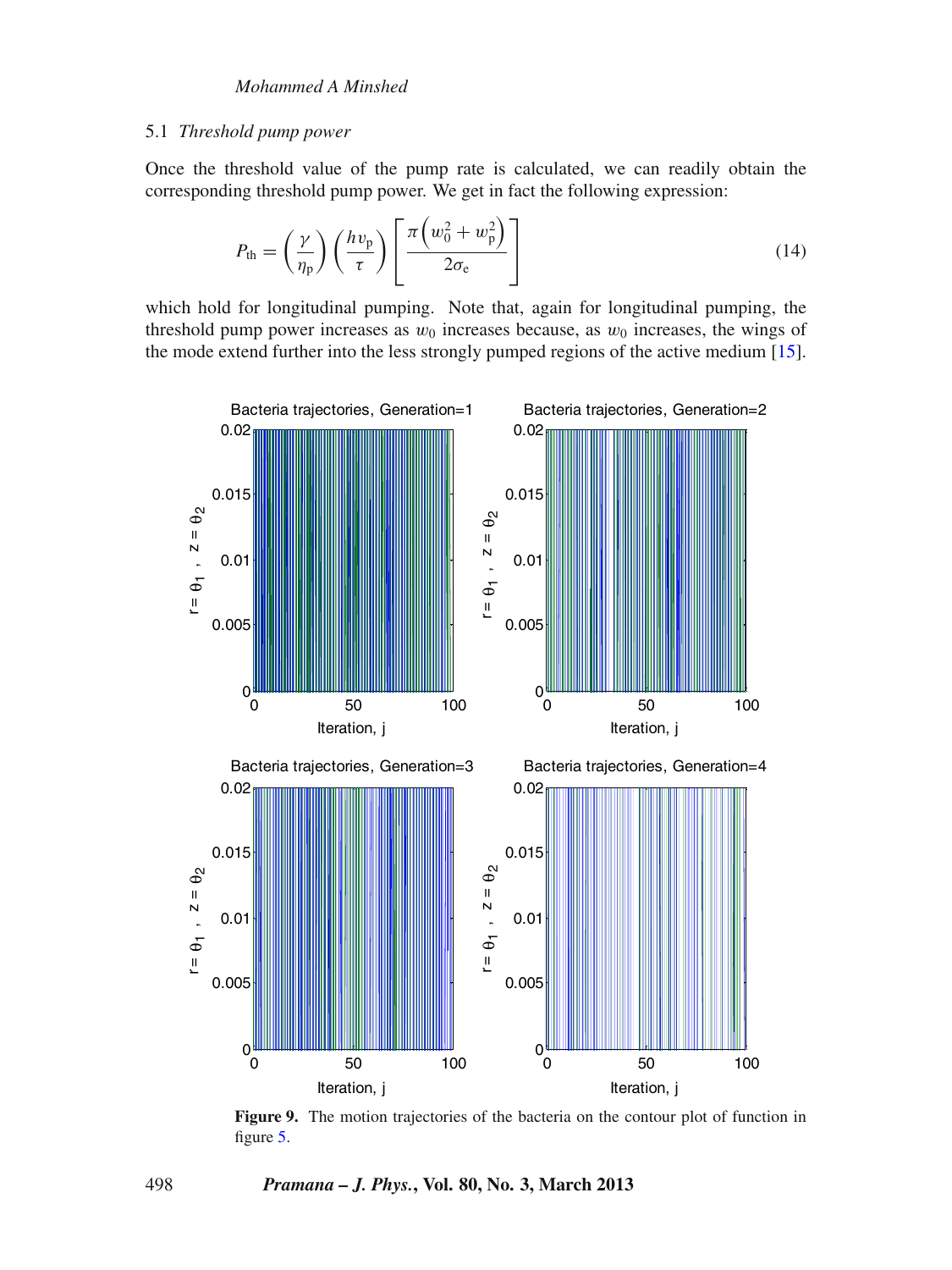### 5.1 *Threshold pump power*

Once the threshold value of the pump rate is calculated, we can readily obtain the corresponding threshold pump power. We get in fact the following expression:

$$P_{\text{th}} = \left(\frac{\gamma}{\eta_{\text{p}}}\right)\left(\frac{h\upsilon_{\text{p}}}{\tau}\right)\left[\frac{\pi\left(w_0^2 + w_{\text{p}}^2\right)}{2\sigma_{\text{e}}}\right] \tag{14}$$

which hold for longitudinal pumping. Note that, again for longitudinal pumping, the threshold pump power increases as $w_0$ increases because, as $w_0$ increases, the wings of the mode extend further into the less strongly pumped regions of the active medium [15].

**Figure 9.** The motion trajectories of the bacteria on the contour plot of function in figure 5.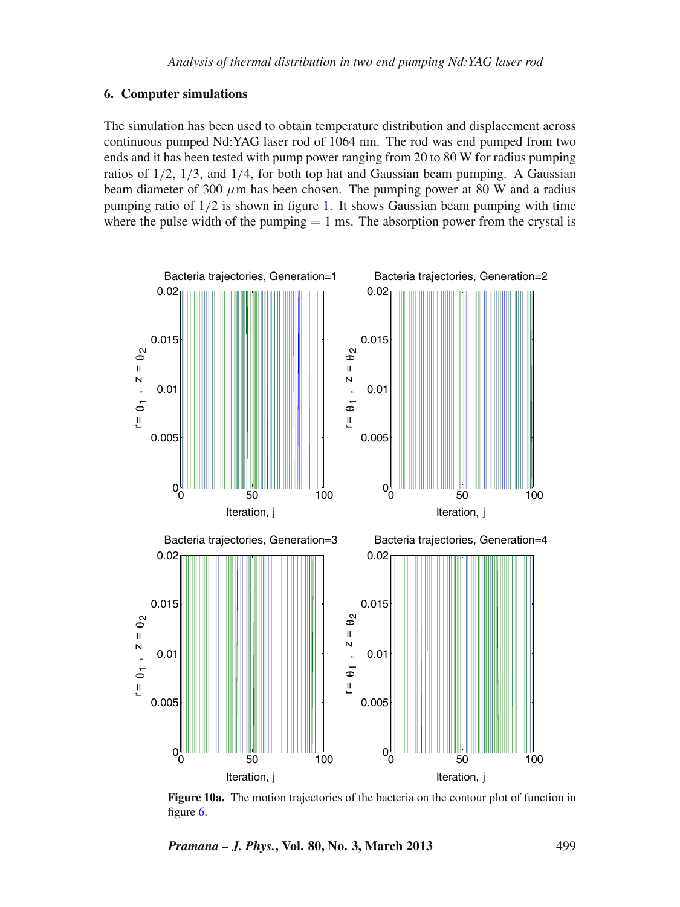## 6. Computer simulations

The simulation has been used to obtain temperature distribution and displacement across continuous pumped Nd:YAG laser rod of 1064 nm. The rod was end pumped from two ends and it has been tested with pump power ranging from 20 to 80 W for radius pumping ratios of 1/2, 1/3, and 1/4, for both top hat and Gaussian beam pumping. A Gaussian beam diameter of 300 $\mu$m has been chosen. The pumping power at 80 W and a radius pumping ratio of 1/2 is shown in figure 1. It shows Gaussian beam pumping with time where the pulse width of the pumping = 1 ms. The absorption power from the crystal is

**Figure 10a.** The motion trajectories of the bacteria on the contour plot of function in figure 6.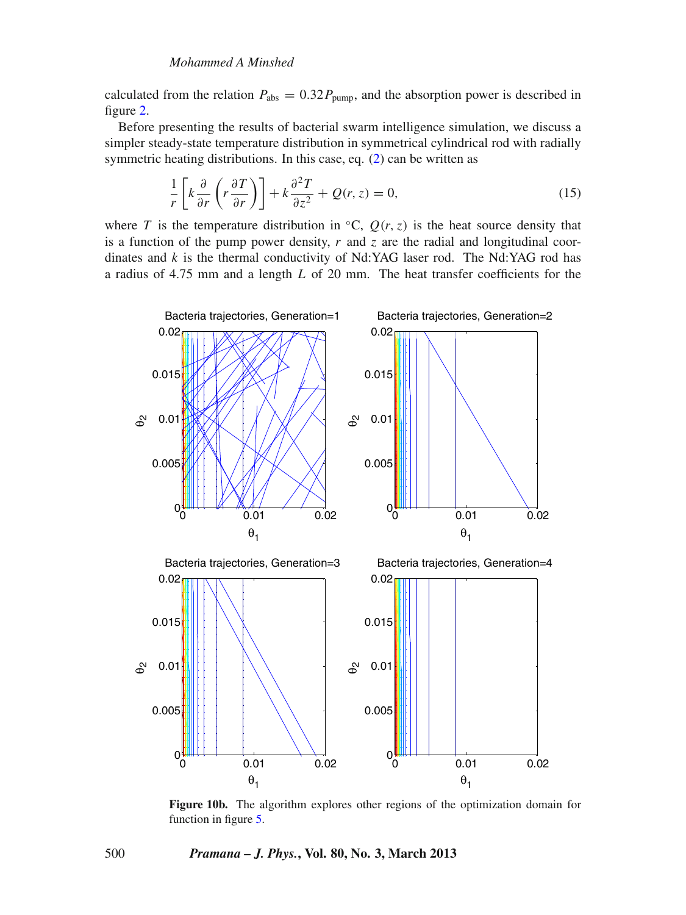calculated from the relation $P_{\mathrm{abs}} = 0.32 P_{\mathrm{pump}}$, and the absorption power is described in figure 2.

Before presenting the results of bacterial swarm intelligence simulation, we discuss a simpler steady-state temperature distribution in symmetrical cylindrical rod with radially symmetric heating distributions. In this case, eq. (2) can be written as

$$\frac{1}{r}\left[k\frac{\partial}{\partial r}\left(r\frac{\partial T}{\partial r}\right)\right] + k\frac{\partial^2 T}{\partial z^2} + Q(r, z) = 0, \tag{15}$$

where $T$ is the temperature distribution in °C, $Q(r, z)$ is the heat source density that is a function of the pump power density, $r$ and $z$ are the radial and longitudinal coordinates and $k$ is the thermal conductivity of Nd:YAG laser rod. The Nd:YAG rod has a radius of 4.75 mm and a length $L$ of 20 mm. The heat transfer coefficients for the

**Figure 10b.** The algorithm explores other regions of the optimization domain for function in figure 5.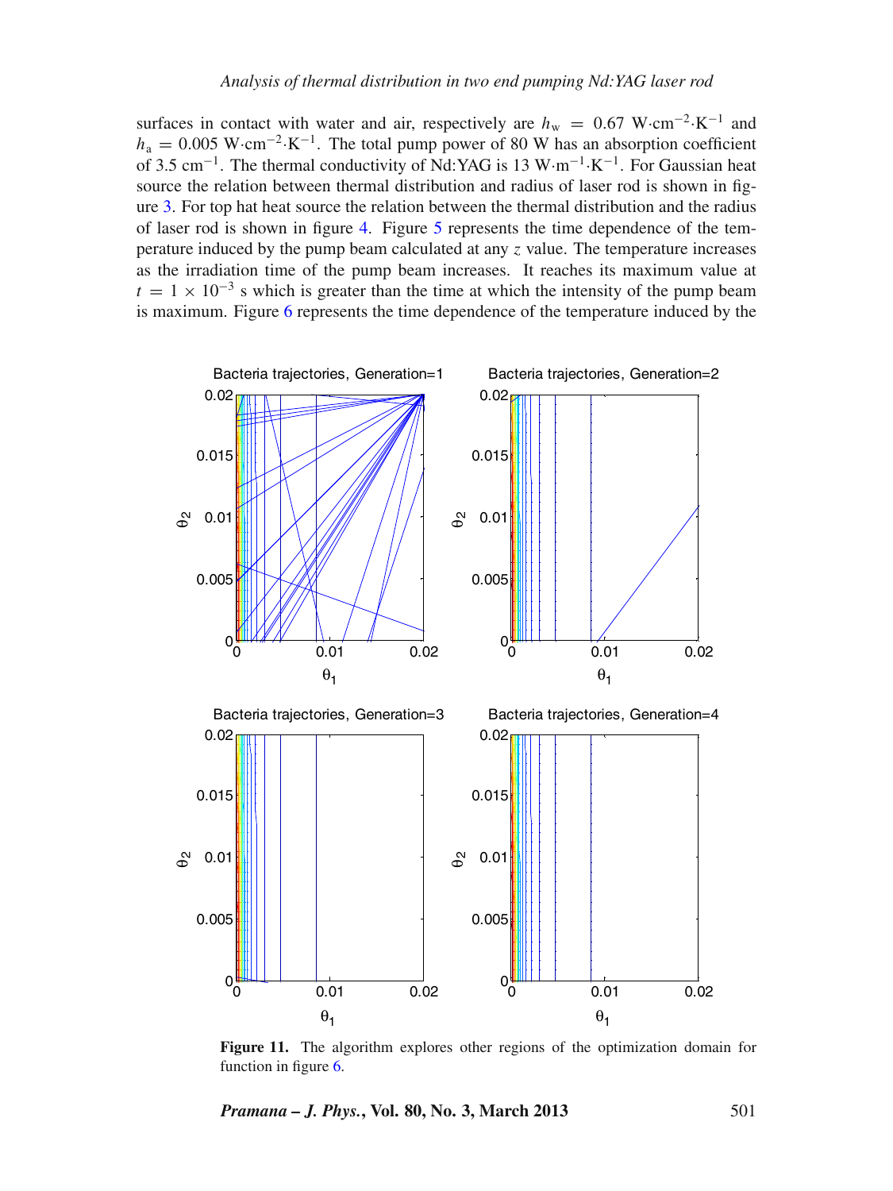surfaces in contact with water and air, respectively are $h_w = 0.67$ W·cm$^{-2}$·K$^{-1}$ and $h_a = 0.005$ W·cm$^{-2}$·K$^{-1}$. The total pump power of 80 W has an absorption coefficient of 3.5 cm$^{-1}$. The thermal conductivity of Nd:YAG is 13 W·m$^{-1}$·K$^{-1}$. For Gaussian heat source the relation between thermal distribution and radius of laser rod is shown in figure 3. For top hat heat source the relation between the thermal distribution and the radius of laser rod is shown in figure 4. Figure 5 represents the time dependence of the temperature induced by the pump beam calculated at any $z$ value. The temperature increases as the irradiation time of the pump beam increases. It reaches its maximum value at $t = 1 \times 10^{-3}$ s which is greater than the time at which the intensity of the pump beam is maximum. Figure 6 represents the time dependence of the temperature induced by the

**Figure 11.** The algorithm explores other regions of the optimization domain for function in figure 6.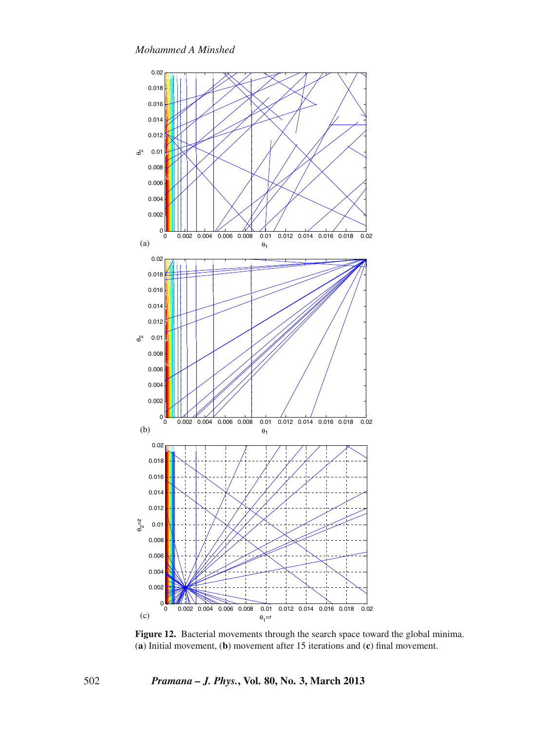**Figure 12.** Bacterial movements through the search space toward the global minima. (**a**) Initial movement, (**b**) movement after 15 iterations and (**c**) final movement.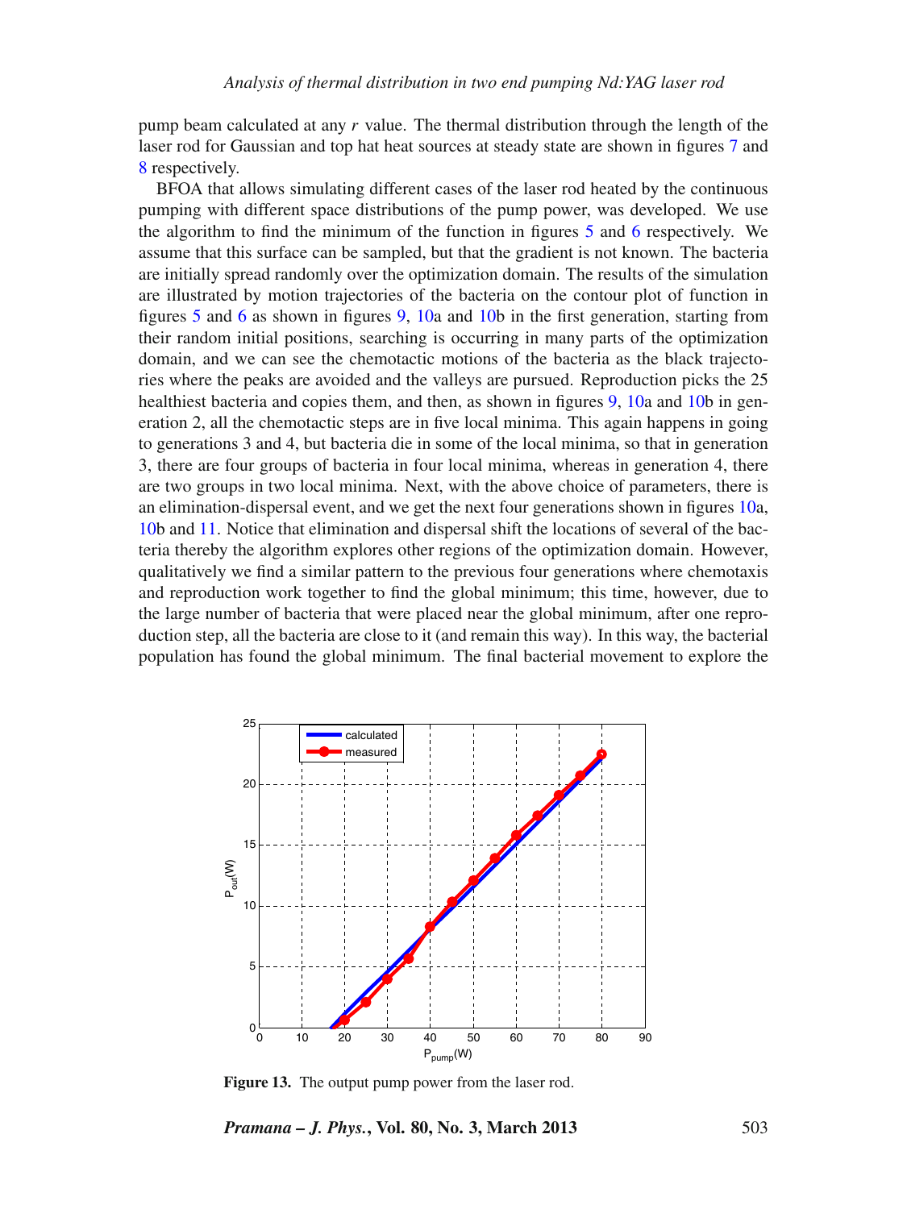pump beam calculated at any $r$ value. The thermal distribution through the length of the laser rod for Gaussian and top hat heat sources at steady state are shown in figures 7 and 8 respectively.

BFOA that allows simulating different cases of the laser rod heated by the continuous pumping with different space distributions of the pump power, was developed. We use the algorithm to find the minimum of the function in figures 5 and 6 respectively. We assume that this surface can be sampled, but that the gradient is not known. The bacteria are initially spread randomly over the optimization domain. The results of the simulation are illustrated by motion trajectories of the bacteria on the contour plot of function in figures 5 and 6 as shown in figures 9, 10a and 10b in the first generation, starting from their random initial positions, searching is occurring in many parts of the optimization domain, and we can see the chemotactic motions of the bacteria as the black trajectories where the peaks are avoided and the valleys are pursued. Reproduction picks the 25 healthiest bacteria and copies them, and then, as shown in figures 9, 10a and 10b in generation 2, all the chemotactic steps are in five local minima. This again happens in going to generations 3 and 4, but bacteria die in some of the local minima, so that in generation 3, there are four groups of bacteria in four local minima, whereas in generation 4, there are two groups in two local minima. Next, with the above choice of parameters, there is an elimination-dispersal event, and we get the next four generations shown in figures 10a, 10b and 11. Notice that elimination and dispersal shift the locations of several of the bacteria thereby the algorithm explores other regions of the optimization domain. However, qualitatively we find a similar pattern to the previous four generations where chemotaxis and reproduction work together to find the global minimum; this time, however, due to the large number of bacteria that were placed near the global minimum, after one reproduction step, all the bacteria are close to it (and remain this way). In this way, the bacterial population has found the global minimum. The final bacterial movement to explore the

**Figure 13.** The output pump power from the laser rod.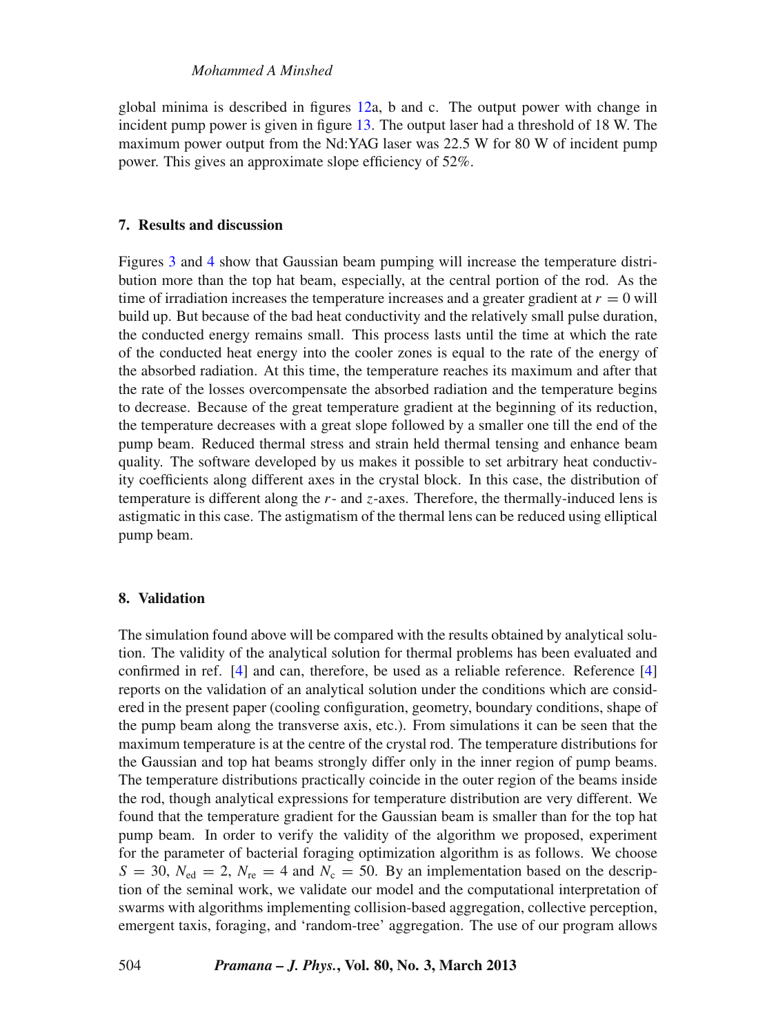global minima is described in figures 12a, b and c. The output power with change in incident pump power is given in figure 13. The output laser had a threshold of 18 W. The maximum power output from the Nd:YAG laser was 22.5 W for 80 W of incident pump power. This gives an approximate slope efficiency of 52%.

## 7. Results and discussion

Figures 3 and 4 show that Gaussian beam pumping will increase the temperature distribution more than the top hat beam, especially, at the central portion of the rod. As the time of irradiation increases the temperature increases and a greater gradient at $r = 0$ will build up. But because of the bad heat conductivity and the relatively small pulse duration, the conducted energy remains small. This process lasts until the time at which the rate of the conducted heat energy into the cooler zones is equal to the rate of the energy of the absorbed radiation. At this time, the temperature reaches its maximum and after that the rate of the losses overcompensate the absorbed radiation and the temperature begins to decrease. Because of the great temperature gradient at the beginning of its reduction, the temperature decreases with a great slope followed by a smaller one till the end of the pump beam. Reduced thermal stress and strain held thermal lensing and enhance beam quality. The software developed by us makes it possible to set arbitrary heat conductivity coefficients along different axes in the crystal block. In this case, the distribution of temperature is different along the $r$- and $z$-axes. Therefore, the thermally-induced lens is astigmatic in this case. The astigmatism of the thermal lens can be reduced using elliptical pump beam.

## 8. Validation

The simulation found above will be compared with the results obtained by analytical solution. The validity of the analytical solution for thermal problems has been evaluated and confirmed in ref. [4] and can, therefore, be used as a reliable reference. Reference [4] reports on the validation of an analytical solution under the conditions which are considered in the present paper (cooling configuration, geometry, boundary conditions, shape of the pump beam along the transverse axis, etc.). From simulations it can be seen that the maximum temperature is at the centre of the crystal rod. The temperature distributions for the Gaussian and top hat beams strongly differ only in the inner region of pump beams. The temperature distributions practically coincide in the outer region of the beams inside the rod, though analytical expressions for temperature distribution are very different. We found that the temperature gradient for the Gaussian beam is smaller than for the top hat pump beam. In order to verify the validity of the algorithm we proposed, experiment for the parameter of bacterial foraging optimization algorithm is as follows. We choose $S = 30$, $N_{\mathrm{ed}} = 2$, $N_{\mathrm{re}} = 4$ and $N_{\mathrm{c}} = 50$. By an implementation based on the description of the seminal work, we validate our model and the computational interpretation of swarms with algorithms implementing collision-based aggregation, collective perception, emergent taxis, foraging, and 'random-tree' aggregation. The use of our program allows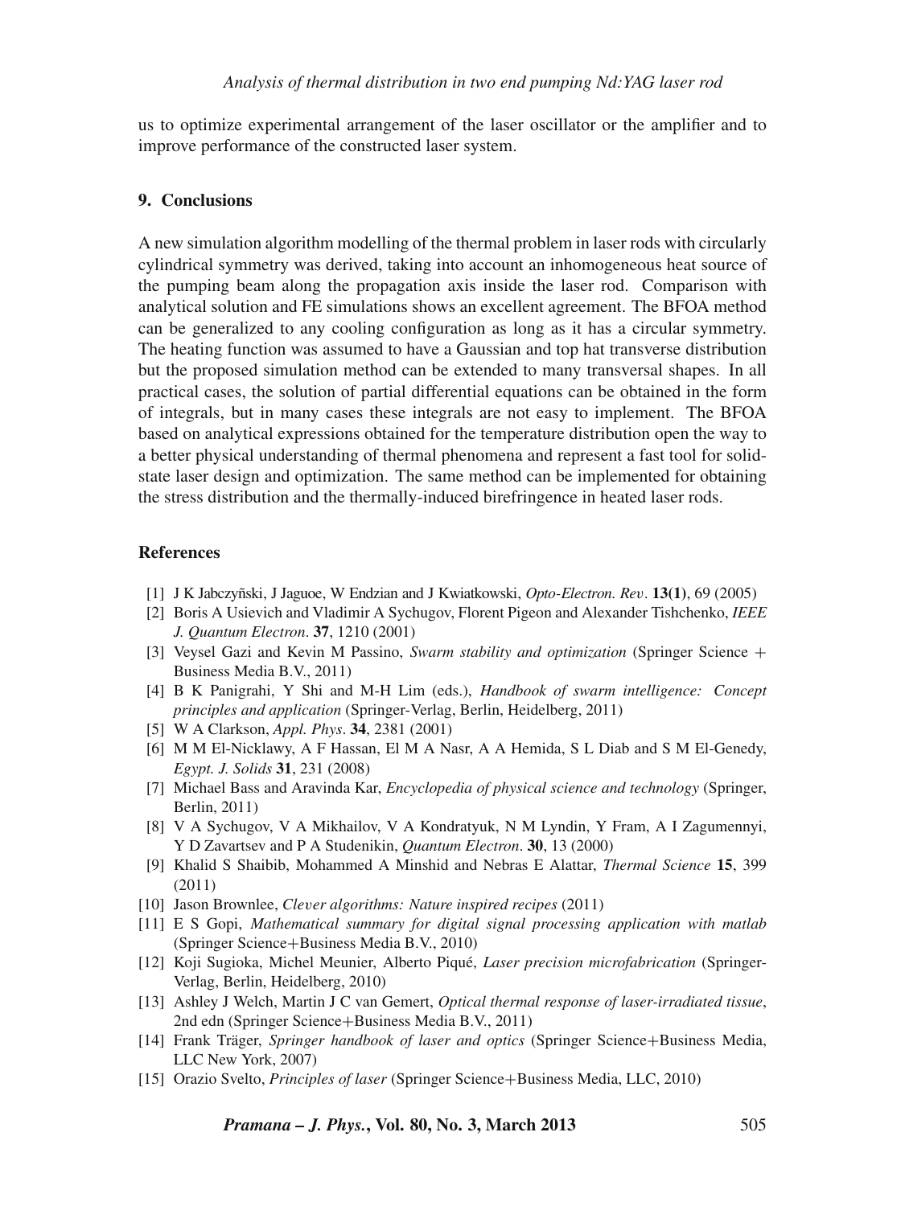us to optimize experimental arrangement of the laser oscillator or the amplifier and to improve performance of the constructed laser system.

## 9. Conclusions

A new simulation algorithm modelling of the thermal problem in laser rods with circularly cylindrical symmetry was derived, taking into account an inhomogeneous heat source of the pumping beam along the propagation axis inside the laser rod. Comparison with analytical solution and FE simulations shows an excellent agreement. The BFOA method can be generalized to any cooling configuration as long as it has a circular symmetry. The heating function was assumed to have a Gaussian and top hat transverse distribution but the proposed simulation method can be extended to many transversal shapes. In all practical cases, the solution of partial differential equations can be obtained in the form of integrals, but in many cases these integrals are not easy to implement. The BFOA based on analytical expressions obtained for the temperature distribution open the way to a better physical understanding of thermal phenomena and represent a fast tool for solid-state laser design and optimization. The same method can be implemented for obtaining the stress distribution and the thermally-induced birefringence in heated laser rods.

## References

[1] J K Jabczyñski, J Jaguoe, W Endzian and J Kwiatkowski, *Opto-Electron. Rev*. **13(1)**, 69 (2005)

[2] Boris A Usievich and Vladimir A Sychugov, Florent Pigeon and Alexander Tishchenko, *IEEE J. Quantum Electron*. **37**, 1210 (2001)

[3] Veysel Gazi and Kevin M Passino, *Swarm stability and optimization* (Springer Science + Business Media B.V., 2011)

[4] B K Panigrahi, Y Shi and M-H Lim (eds.), *Handbook of swarm intelligence: Concept principles and application* (Springer-Verlag, Berlin, Heidelberg, 2011)

[5] W A Clarkson, *Appl. Phys*. **34**, 2381 (2001)

[6] M M El-Nicklawy, A F Hassan, El M A Nasr, A A Hemida, S L Diab and S M El-Genedy, *Egypt. J. Solids* **31**, 231 (2008)

[7] Michael Bass and Aravinda Kar, *Encyclopedia of physical science and technology* (Springer, Berlin, 2011)

[8] V A Sychugov, V A Mikhailov, V A Kondratyuk, N M Lyndin, Y Fram, A I Zagumennyi, Y D Zavartsev and P A Studenikin, *Quantum Electron*. **30**, 13 (2000)

[9] Khalid S Shaibib, Mohammed A Minshid and Nebras E Alattar, *Thermal Science* **15**, 399 (2011)

[10] Jason Brownlee, *Clever algorithms: Nature inspired recipes* (2011)

[11] E S Gopi, *Mathematical summary for digital signal processing application with matlab* (Springer Science+Business Media B.V., 2010)

[12] Koji Sugioka, Michel Meunier, Alberto Piqué, *Laser precision microfabrication* (Springer-Verlag, Berlin, Heidelberg, 2010)

[13] Ashley J Welch, Martin J C van Gemert, *Optical thermal response of laser-irradiated tissue*, 2nd edn (Springer Science+Business Media B.V., 2011)

[14] Frank Träger, *Springer handbook of laser and optics* (Springer Science+Business Media, LLC New York, 2007)

[15] Orazio Svelto, *Principles of laser* (Springer Science+Business Media, LLC, 2010)